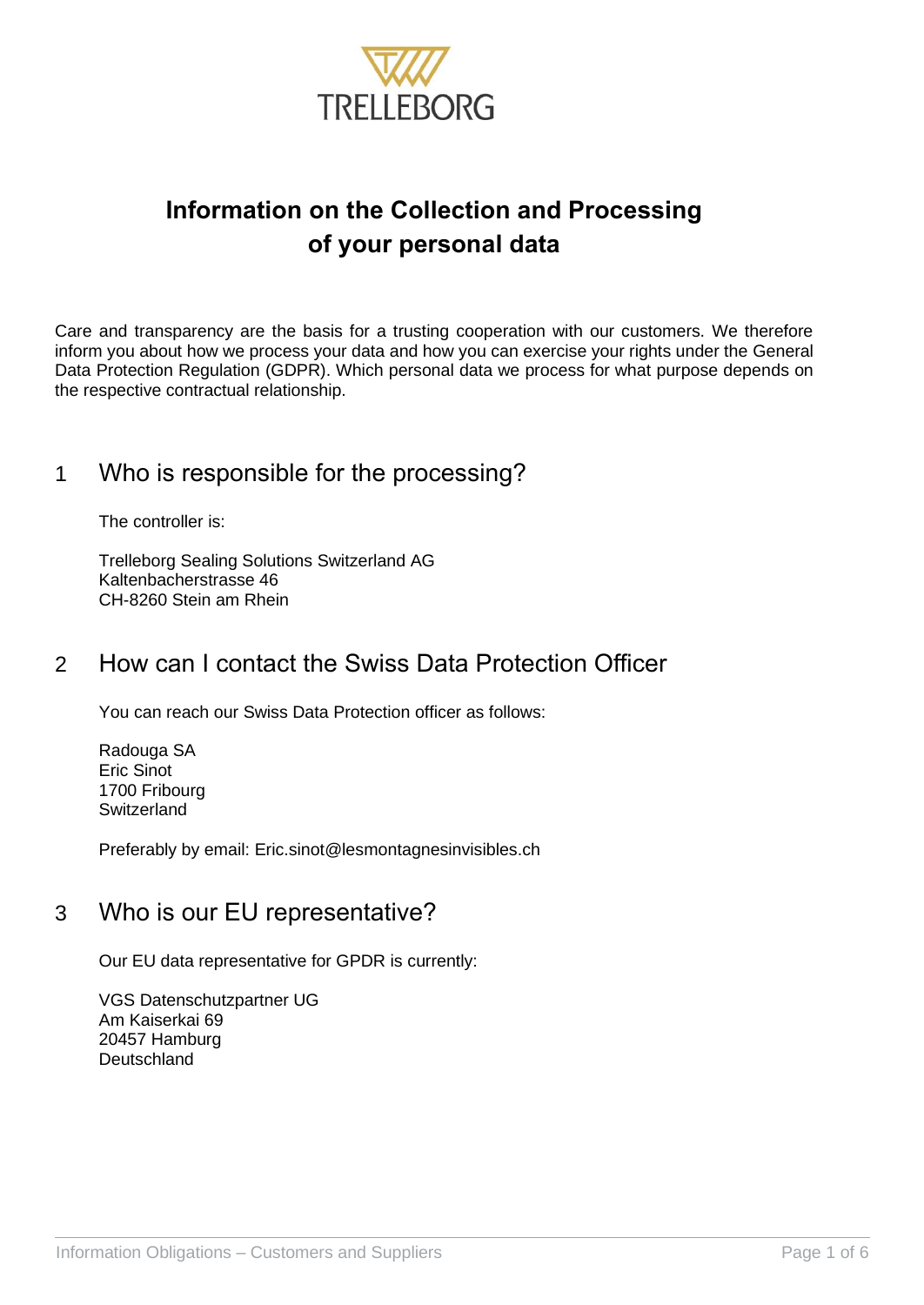TRELLEBORG

# Information on the Collection and Processing of your personal data

Care and transparency are the basis for a trusting cooperation with our customers. We therefore inform you about how we process your data and how you can exercise your rights under the General Data Protection Regulation (GDPR). Which personal data we process for what purpose depends on the respective contractual relationship.

## 1 Who is responsible for the processing?

The controller is:

Trelleborg Sealing Solutions Switzerland AG
Kaltenbacherstrasse 46
CH-8260 Stein am Rhein

## 2 How can I contact the Swiss Data Protection Officer

You can reach our Swiss Data Protection officer as follows:

Radouga SA
Eric Sinot
1700 Fribourg
Switzerland

Preferably by email: Eric.sinot@lesmontagnesinvisibles.ch

## 3 Who is our EU representative?

Our EU data representative for GPDR is currently:

VGS Datenschutzpartner UG
Am Kaiserkai 69
20457 Hamburg
Deutschland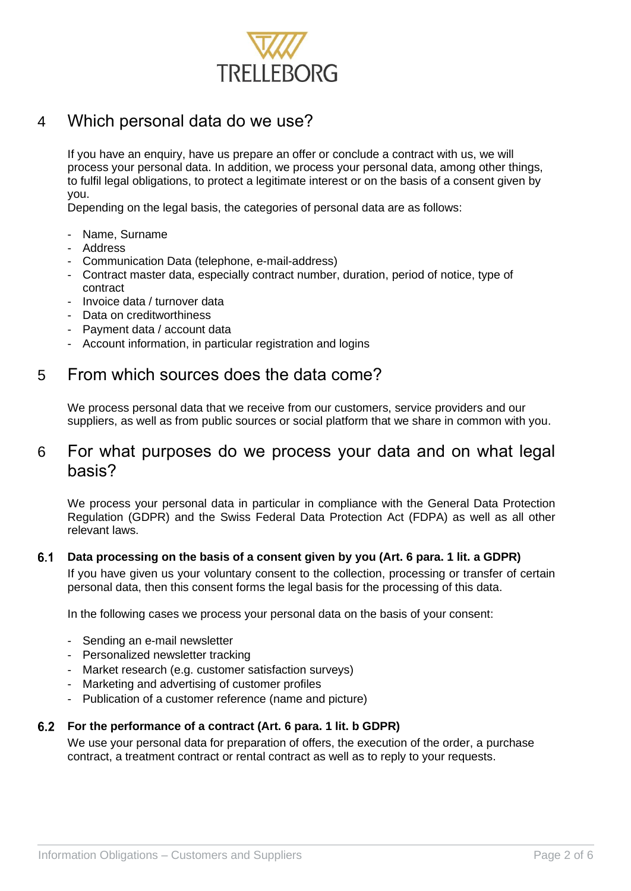## 4 Which personal data do we use?

If you have an enquiry, have us prepare an offer or conclude a contract with us, we will process your personal data. In addition, we process your personal data, among other things, to fulfil legal obligations, to protect a legitimate interest or on the basis of a consent given by you.
Depending on the legal basis, the categories of personal data are as follows:

- Name, Surname
- Address
- Communication Data (telephone, e-mail-address)
- Contract master data, especially contract number, duration, period of notice, type of contract
- Invoice data / turnover data
- Data on creditworthiness
- Payment data / account data
- Account information, in particular registration and logins

## 5 From which sources does the data come?

We process personal data that we receive from our customers, service providers and our suppliers, as well as from public sources or social platform that we share in common with you.

## 6 For what purposes do we process your data and on what legal basis?

We process your personal data in particular in compliance with the General Data Protection Regulation (GDPR) and the Swiss Federal Data Protection Act (FDPA) as well as all other relevant laws.

### 6.1 Data processing on the basis of a consent given by you (Art. 6 para. 1 lit. a GDPR)

If you have given us your voluntary consent to the collection, processing or transfer of certain personal data, then this consent forms the legal basis for the processing of this data.

In the following cases we process your personal data on the basis of your consent:

- Sending an e-mail newsletter
- Personalized newsletter tracking
- Market research (e.g. customer satisfaction surveys)
- Marketing and advertising of customer profiles
- Publication of a customer reference (name and picture)

### 6.2 For the performance of a contract (Art. 6 para. 1 lit. b GDPR)

We use your personal data for preparation of offers, the execution of the order, a purchase contract, a treatment contract or rental contract as well as to reply to your requests.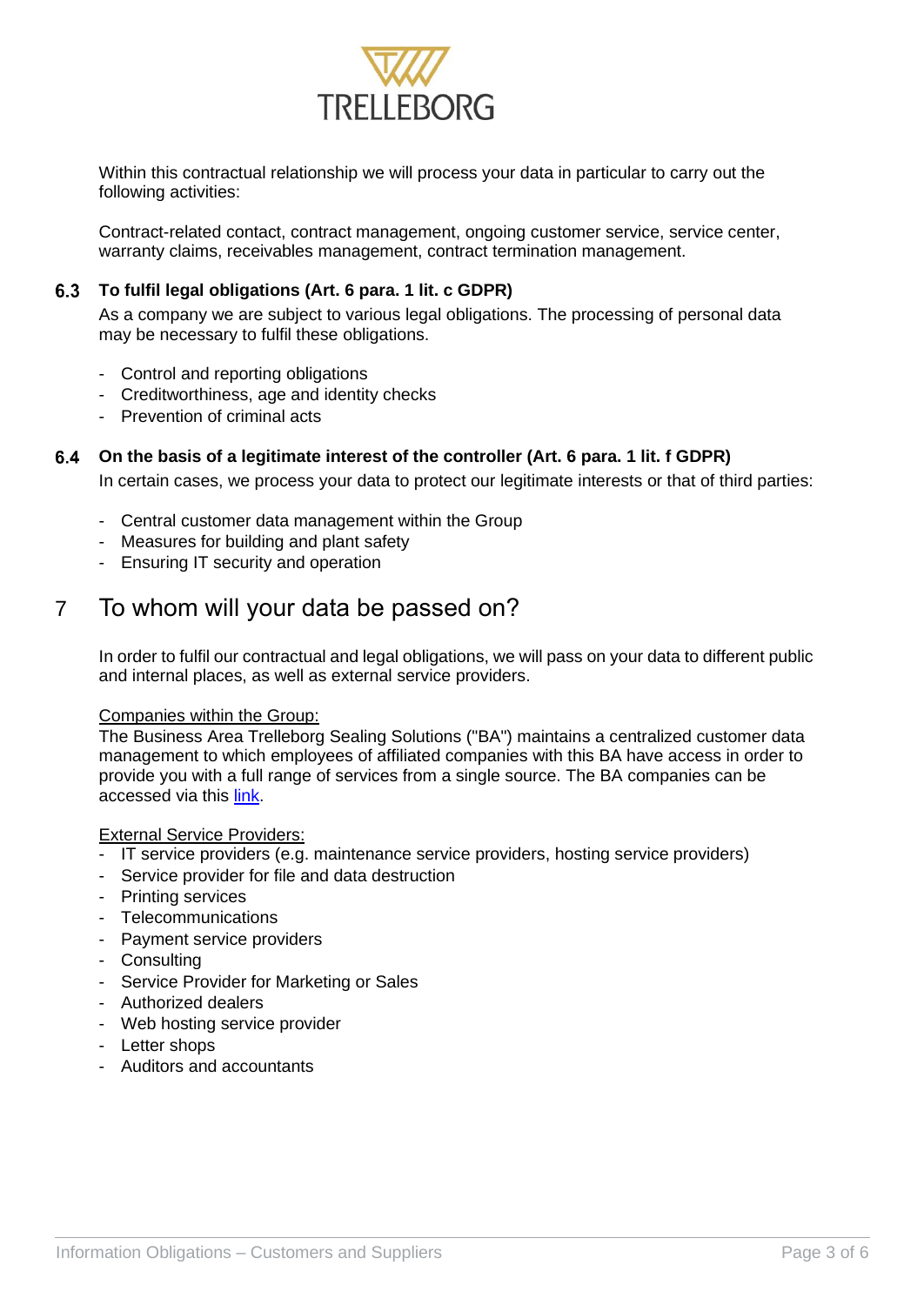Within this contractual relationship we will process your data in particular to carry out the following activities:

Contract-related contact, contract management, ongoing customer service, service center, warranty claims, receivables management, contract termination management.

### 6.3 To fulfil legal obligations (Art. 6 para. 1 lit. c GDPR)

As a company we are subject to various legal obligations. The processing of personal data may be necessary to fulfil these obligations.

- Control and reporting obligations
- Creditworthiness, age and identity checks
- Prevention of criminal acts

### 6.4 On the basis of a legitimate interest of the controller (Art. 6 para. 1 lit. f GDPR)

In certain cases, we process your data to protect our legitimate interests or that of third parties:

- Central customer data management within the Group
- Measures for building and plant safety
- Ensuring IT security and operation

## 7 To whom will your data be passed on?

In order to fulfil our contractual and legal obligations, we will pass on your data to different public and internal places, as well as external service providers.

Companies within the Group:
The Business Area Trelleborg Sealing Solutions ("BA") maintains a centralized customer data management to which employees of affiliated companies with this BA have access in order to provide you with a full range of services from a single source. The BA companies can be accessed via this link.

External Service Providers:
- IT service providers (e.g. maintenance service providers, hosting service providers)
- Service provider for file and data destruction
- Printing services
- Telecommunications
- Payment service providers
- Consulting
- Service Provider for Marketing or Sales
- Authorized dealers
- Web hosting service provider
- Letter shops
- Auditors and accountants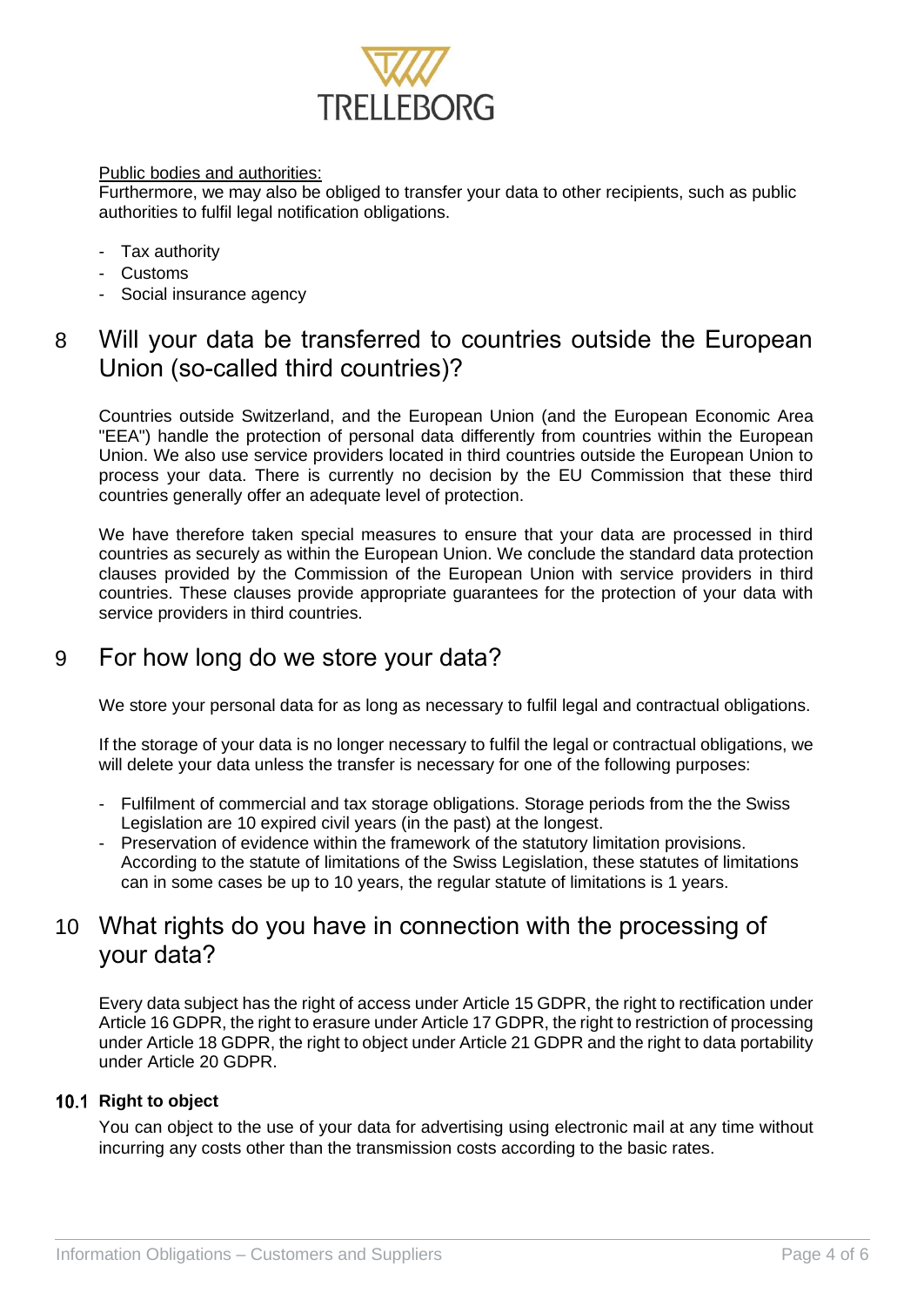Public bodies and authorities:

Furthermore, we may also be obliged to transfer your data to other recipients, such as public authorities to fulfil legal notification obligations.

- Tax authority
- Customs
- Social insurance agency

## 8 Will your data be transferred to countries outside the European Union (so-called third countries)?

Countries outside Switzerland, and the European Union (and the European Economic Area "EEA") handle the protection of personal data differently from countries within the European Union. We also use service providers located in third countries outside the European Union to process your data. There is currently no decision by the EU Commission that these third countries generally offer an adequate level of protection.

We have therefore taken special measures to ensure that your data are processed in third countries as securely as within the European Union. We conclude the standard data protection clauses provided by the Commission of the European Union with service providers in third countries. These clauses provide appropriate guarantees for the protection of your data with service providers in third countries.

## 9 For how long do we store your data?

We store your personal data for as long as necessary to fulfil legal and contractual obligations.

If the storage of your data is no longer necessary to fulfil the legal or contractual obligations, we will delete your data unless the transfer is necessary for one of the following purposes:

- Fulfilment of commercial and tax storage obligations. Storage periods from the the Swiss Legislation are 10 expired civil years (in the past) at the longest.
- Preservation of evidence within the framework of the statutory limitation provisions. According to the statute of limitations of the Swiss Legislation, these statutes of limitations can in some cases be up to 10 years, the regular statute of limitations is 1 years.

## 10 What rights do you have in connection with the processing of your data?

Every data subject has the right of access under Article 15 GDPR, the right to rectification under Article 16 GDPR, the right to erasure under Article 17 GDPR, the right to restriction of processing under Article 18 GDPR, the right to object under Article 21 GDPR and the right to data portability under Article 20 GDPR.

### 10.1 Right to object

You can object to the use of your data for advertising using electronic mail at any time without incurring any costs other than the transmission costs according to the basic rates.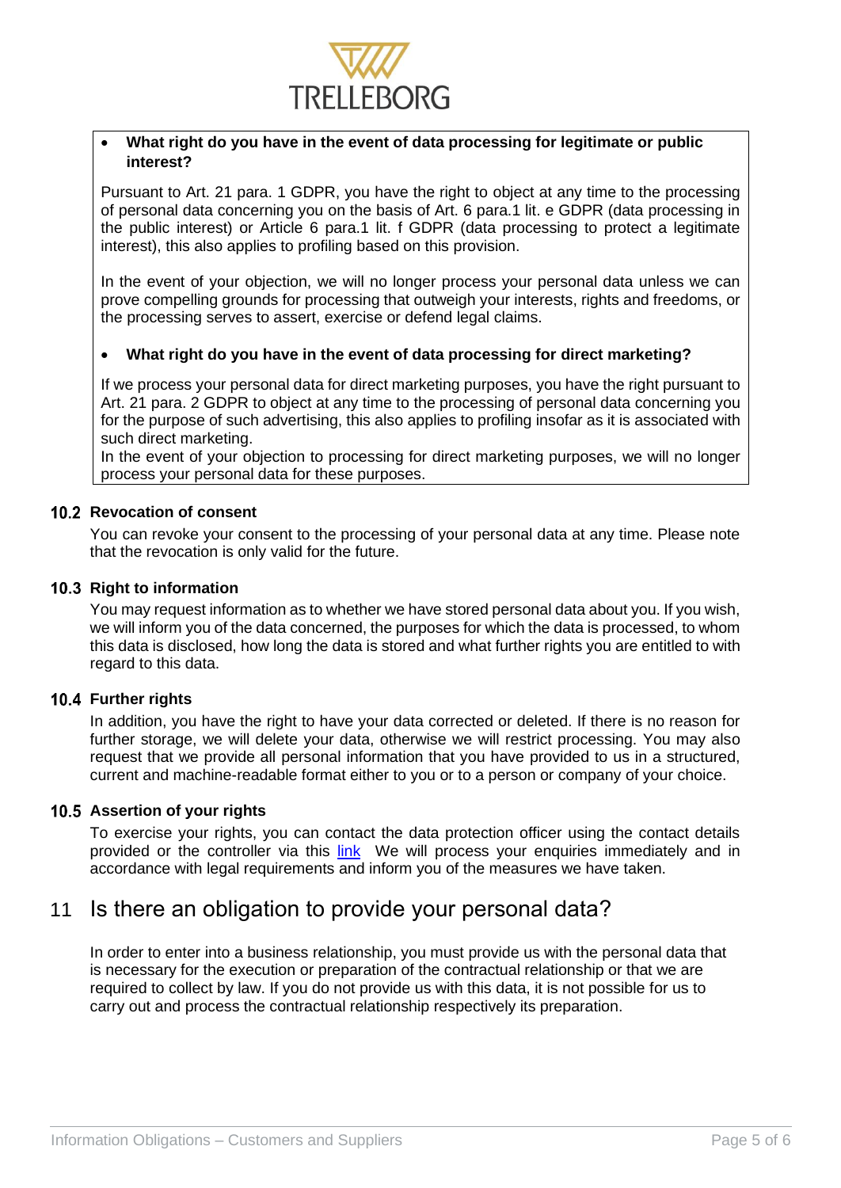- **What right do you have in the event of data processing for legitimate or public interest?**

Pursuant to Art. 21 para. 1 GDPR, you have the right to object at any time to the processing of personal data concerning you on the basis of Art. 6 para.1 lit. e GDPR (data processing in the public interest) or Article 6 para.1 lit. f GDPR (data processing to protect a legitimate interest), this also applies to profiling based on this provision.

In the event of your objection, we will no longer process your personal data unless we can prove compelling grounds for processing that outweigh your interests, rights and freedoms, or the processing serves to assert, exercise or defend legal claims.

- **What right do you have in the event of data processing for direct marketing?**

If we process your personal data for direct marketing purposes, you have the right pursuant to Art. 21 para. 2 GDPR to object at any time to the processing of personal data concerning you for the purpose of such advertising, this also applies to profiling insofar as it is associated with such direct marketing.
In the event of your objection to processing for direct marketing purposes, we will no longer process your personal data for these purposes.

### 10.2 Revocation of consent

You can revoke your consent to the processing of your personal data at any time. Please note that the revocation is only valid for the future.

### 10.3 Right to information

You may request information as to whether we have stored personal data about you. If you wish, we will inform you of the data concerned, the purposes for which the data is processed, to whom this data is disclosed, how long the data is stored and what further rights you are entitled to with regard to this data.

### 10.4 Further rights

In addition, you have the right to have your data corrected or deleted. If there is no reason for further storage, we will delete your data, otherwise we will restrict processing. You may also request that we provide all personal information that you have provided to us in a structured, current and machine-readable format either to you or to a person or company of your choice.

### 10.5 Assertion of your rights

To exercise your rights, you can contact the data protection officer using the contact details provided or the controller via this link We will process your enquiries immediately and in accordance with legal requirements and inform you of the measures we have taken.

## 11 Is there an obligation to provide your personal data?

In order to enter into a business relationship, you must provide us with the personal data that is necessary for the execution or preparation of the contractual relationship or that we are required to collect by law. If you do not provide us with this data, it is not possible for us to carry out and process the contractual relationship respectively its preparation.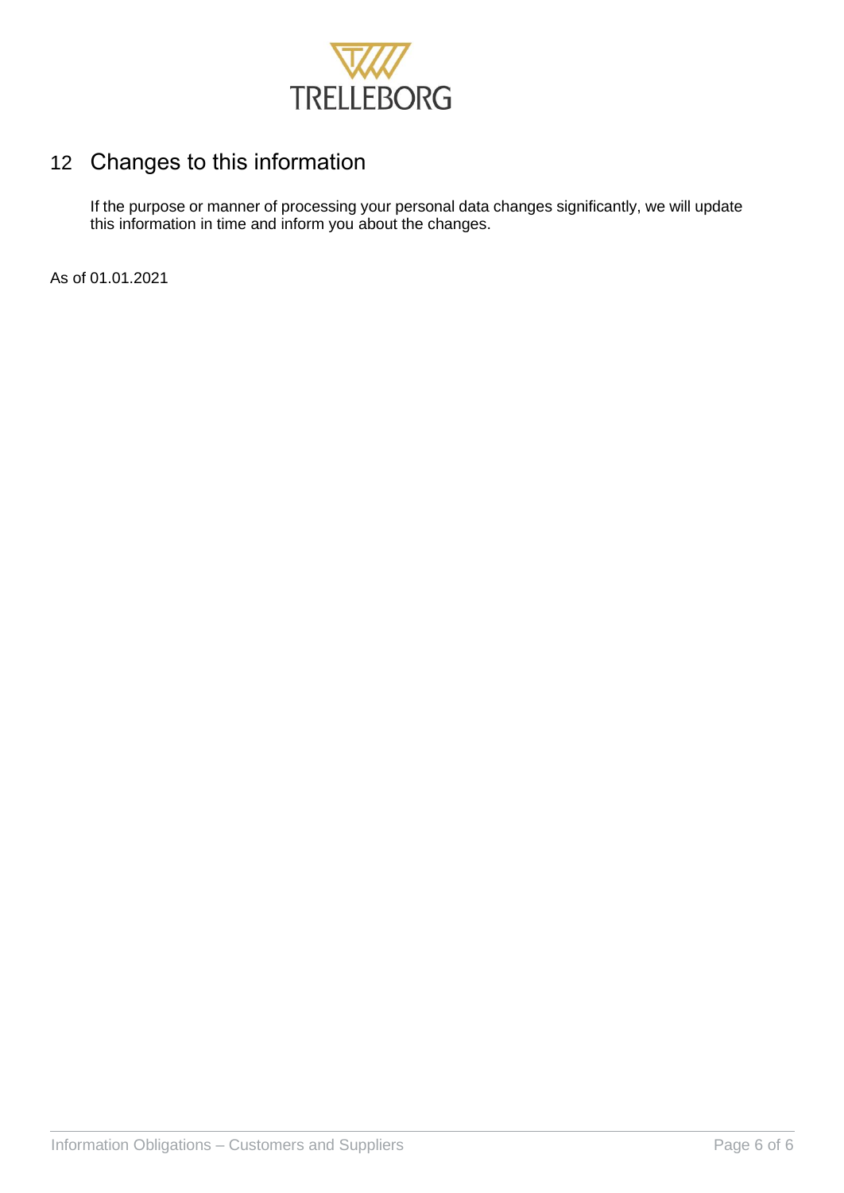## 12 Changes to this information

If the purpose or manner of processing your personal data changes significantly, we will update this information in time and inform you about the changes.

As of 01.01.2021